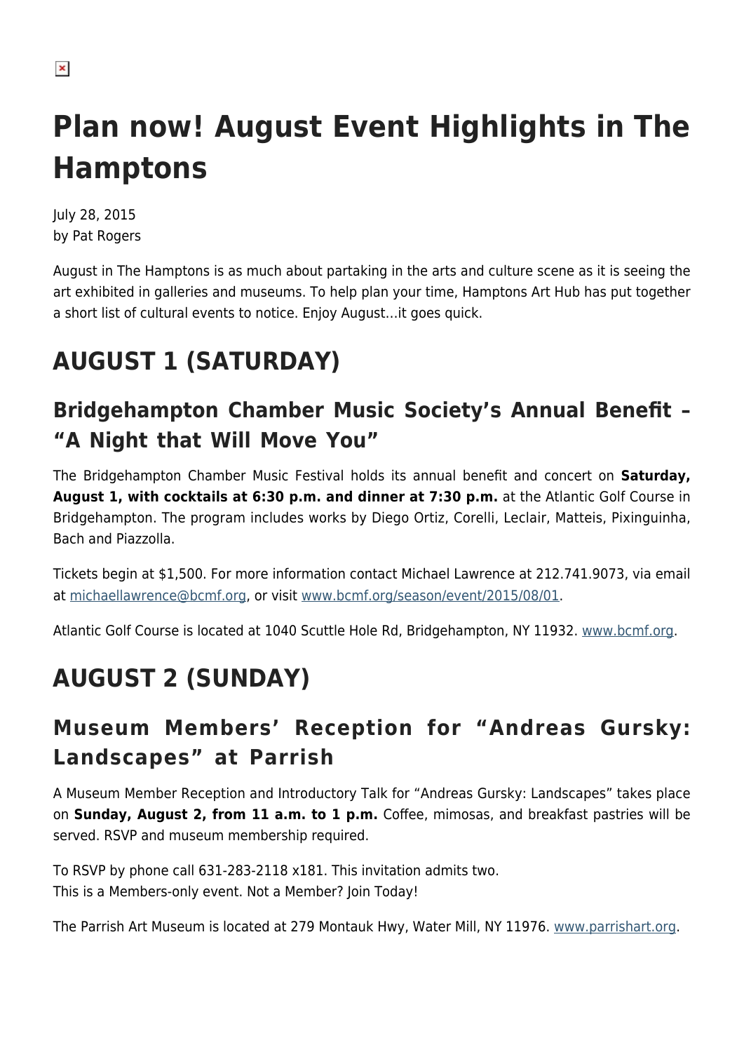# Plan now! August Event Highlights in The Hamptons

July 28, 2015
by Pat Rogers

August in The Hamptons is as much about partaking in the arts and culture scene as it is seeing the art exhibited in galleries and museums. To help plan your time, Hamptons Art Hub has put together a short list of cultural events to notice. Enjoy August…it goes quick.

## AUGUST 1 (SATURDAY)

### Bridgehampton Chamber Music Society's Annual Benefit – "A Night that Will Move You"

The Bridgehampton Chamber Music Festival holds its annual benefit and concert on **Saturday, August 1, with cocktails at 6:30 p.m. and dinner at 7:30 p.m.** at the Atlantic Golf Course in Bridgehampton. The program includes works by Diego Ortiz, Corelli, Leclair, Matteis, Pixinguinha, Bach and Piazzolla.

Tickets begin at $1,500. For more information contact Michael Lawrence at 212.741.9073, via email at michaellawrence@bcmf.org, or visit www.bcmf.org/season/event/2015/08/01.

Atlantic Golf Course is located at 1040 Scuttle Hole Rd, Bridgehampton, NY 11932. www.bcmf.org.

## AUGUST 2 (SUNDAY)

### Museum Members' Reception for "Andreas Gursky: Landscapes" at Parrish

A Museum Member Reception and Introductory Talk for "Andreas Gursky: Landscapes" takes place on **Sunday, August 2, from 11 a.m. to 1 p.m.** Coffee, mimosas, and breakfast pastries will be served. RSVP and museum membership required.

To RSVP by phone call 631-283-2118 x181. This invitation admits two.
This is a Members-only event. Not a Member? Join Today!

The Parrish Art Museum is located at 279 Montauk Hwy, Water Mill, NY 11976. www.parrishart.org.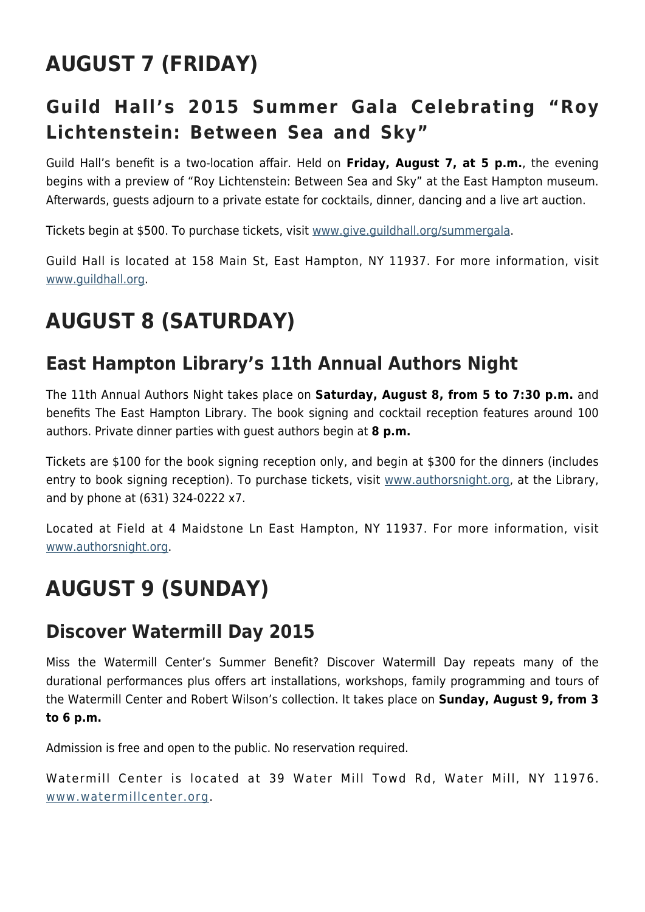# AUGUST 7 (FRIDAY)

## Guild Hall's 2015 Summer Gala Celebrating "Roy Lichtenstein: Between Sea and Sky"

Guild Hall's benefit is a two-location affair. Held on **Friday, August 7, at 5 p.m.**, the evening begins with a preview of "Roy Lichtenstein: Between Sea and Sky" at the East Hampton museum. Afterwards, guests adjourn to a private estate for cocktails, dinner, dancing and a live art auction.

Tickets begin at $500. To purchase tickets, visit www.give.guildhall.org/summergala.

Guild Hall is located at 158 Main St, East Hampton, NY 11937. For more information, visit www.guildhall.org.

# AUGUST 8 (SATURDAY)

## East Hampton Library's 11th Annual Authors Night

The 11th Annual Authors Night takes place on **Saturday, August 8, from 5 to 7:30 p.m.** and benefits The East Hampton Library. The book signing and cocktail reception features around 100 authors. Private dinner parties with guest authors begin at **8 p.m.**

Tickets are $100 for the book signing reception only, and begin at $300 for the dinners (includes entry to book signing reception). To purchase tickets, visit www.authorsnight.org, at the Library, and by phone at (631) 324-0222 x7.

Located at Field at 4 Maidstone Ln East Hampton, NY 11937. For more information, visit www.authorsnight.org.

# AUGUST 9 (SUNDAY)

## Discover Watermill Day 2015

Miss the Watermill Center's Summer Benefit? Discover Watermill Day repeats many of the durational performances plus offers art installations, workshops, family programming and tours of the Watermill Center and Robert Wilson's collection. It takes place on **Sunday, August 9, from 3 to 6 p.m.**

Admission is free and open to the public. No reservation required.

Watermill Center is located at 39 Water Mill Towd Rd, Water Mill, NY 11976. www.watermillcenter.org.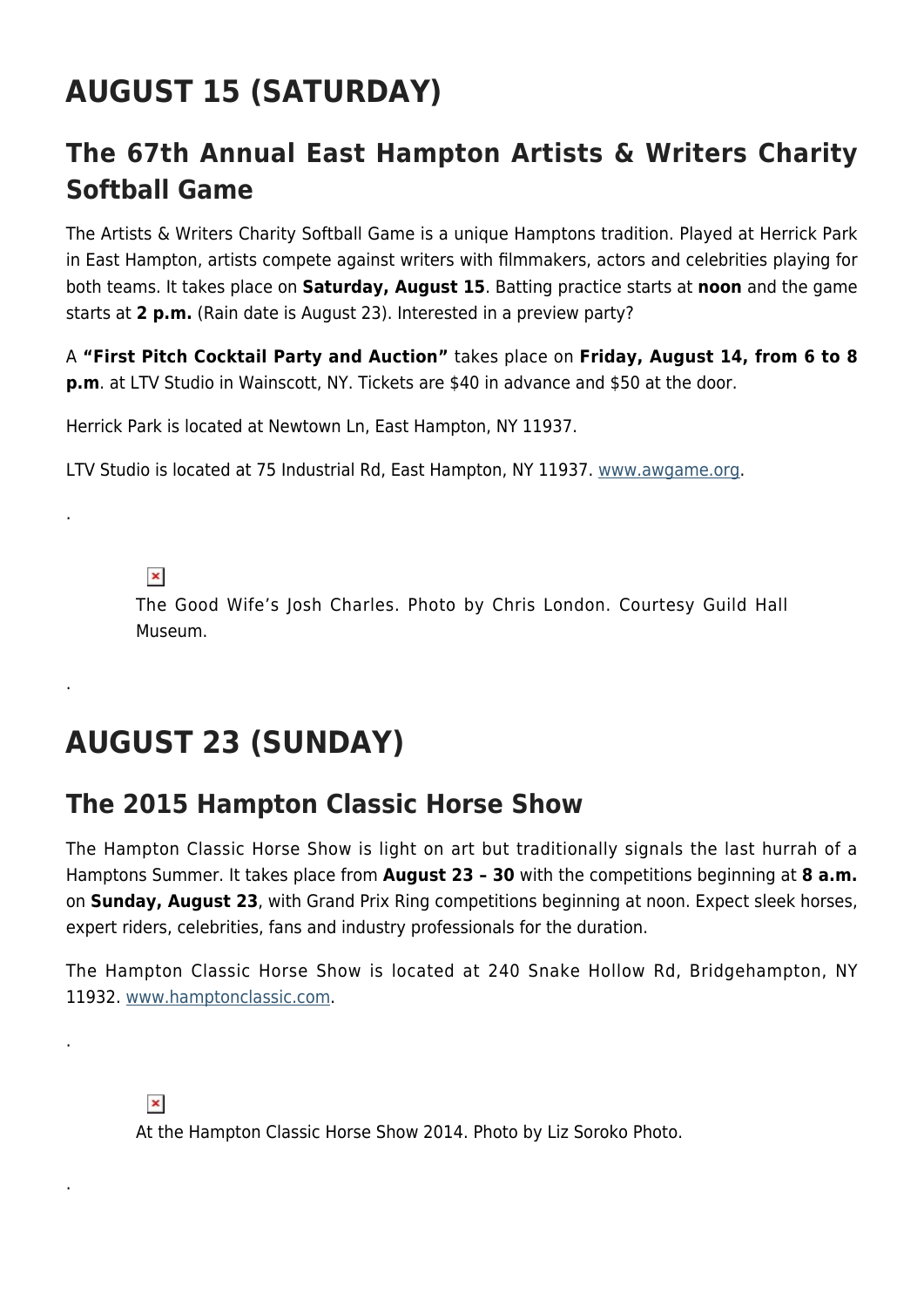# AUGUST 15 (SATURDAY)

## The 67th Annual East Hampton Artists & Writers Charity Softball Game

The Artists & Writers Charity Softball Game is a unique Hamptons tradition. Played at Herrick Park in East Hampton, artists compete against writers with filmmakers, actors and celebrities playing for both teams. It takes place on **Saturday, August 15**. Batting practice starts at **noon** and the game starts at **2 p.m.** (Rain date is August 23). Interested in a preview party?

A **"First Pitch Cocktail Party and Auction"** takes place on **Friday, August 14, from 6 to 8 p.m**. at LTV Studio in Wainscott, NY. Tickets are $40 in advance and $50 at the door.

Herrick Park is located at Newtown Ln, East Hampton, NY 11937.

LTV Studio is located at 75 Industrial Rd, East Hampton, NY 11937. www.awgame.org.

.

The Good Wife's Josh Charles. Photo by Chris London. Courtesy Guild Hall Museum.

.

# AUGUST 23 (SUNDAY)

## The 2015 Hampton Classic Horse Show

The Hampton Classic Horse Show is light on art but traditionally signals the last hurrah of a Hamptons Summer. It takes place from **August 23 – 30** with the competitions beginning at **8 a.m.** on **Sunday, August 23**, with Grand Prix Ring competitions beginning at noon. Expect sleek horses, expert riders, celebrities, fans and industry professionals for the duration.

The Hampton Classic Horse Show is located at 240 Snake Hollow Rd, Bridgehampton, NY 11932. www.hamptonclassic.com.

.

At the Hampton Classic Horse Show 2014. Photo by Liz Soroko Photo.

.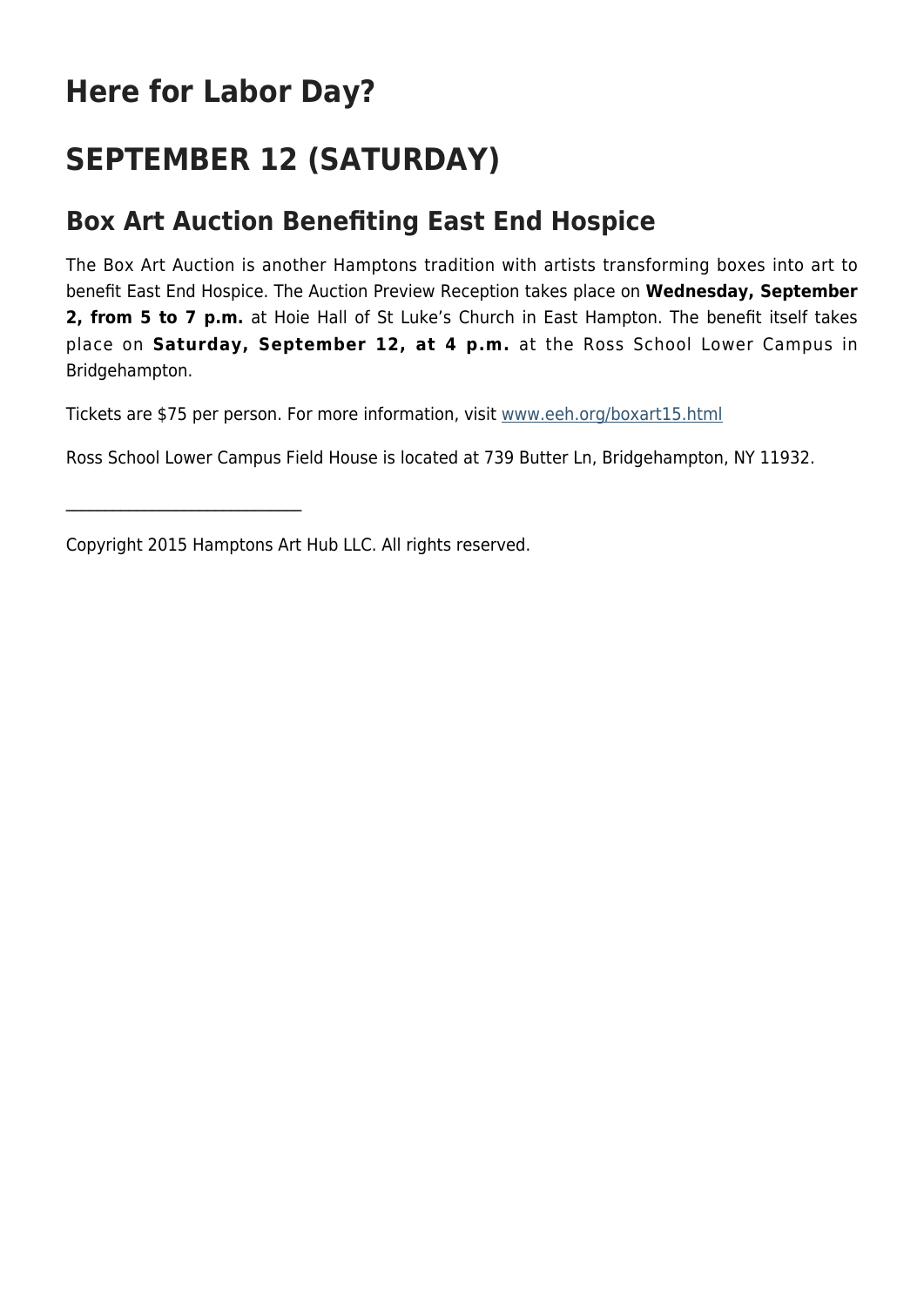## Here for Labor Day?

## SEPTEMBER 12 (SATURDAY)

### Box Art Auction Benefiting East End Hospice

The Box Art Auction is another Hamptons tradition with artists transforming boxes into art to benefit East End Hospice. The Auction Preview Reception takes place on **Wednesday, September 2, from 5 to 7 p.m.** at Hoie Hall of St Luke's Church in East Hampton. The benefit itself takes place on **Saturday, September 12, at 4 p.m.** at the Ross School Lower Campus in Bridgehampton.

Tickets are $75 per person. For more information, visit [www.eeh.org/boxart15.html](http://www.eeh.org/boxart15.html)

Ross School Lower Campus Field House is located at 739 Butter Ln, Bridgehampton, NY 11932.

---

Copyright 2015 Hamptons Art Hub LLC. All rights reserved.